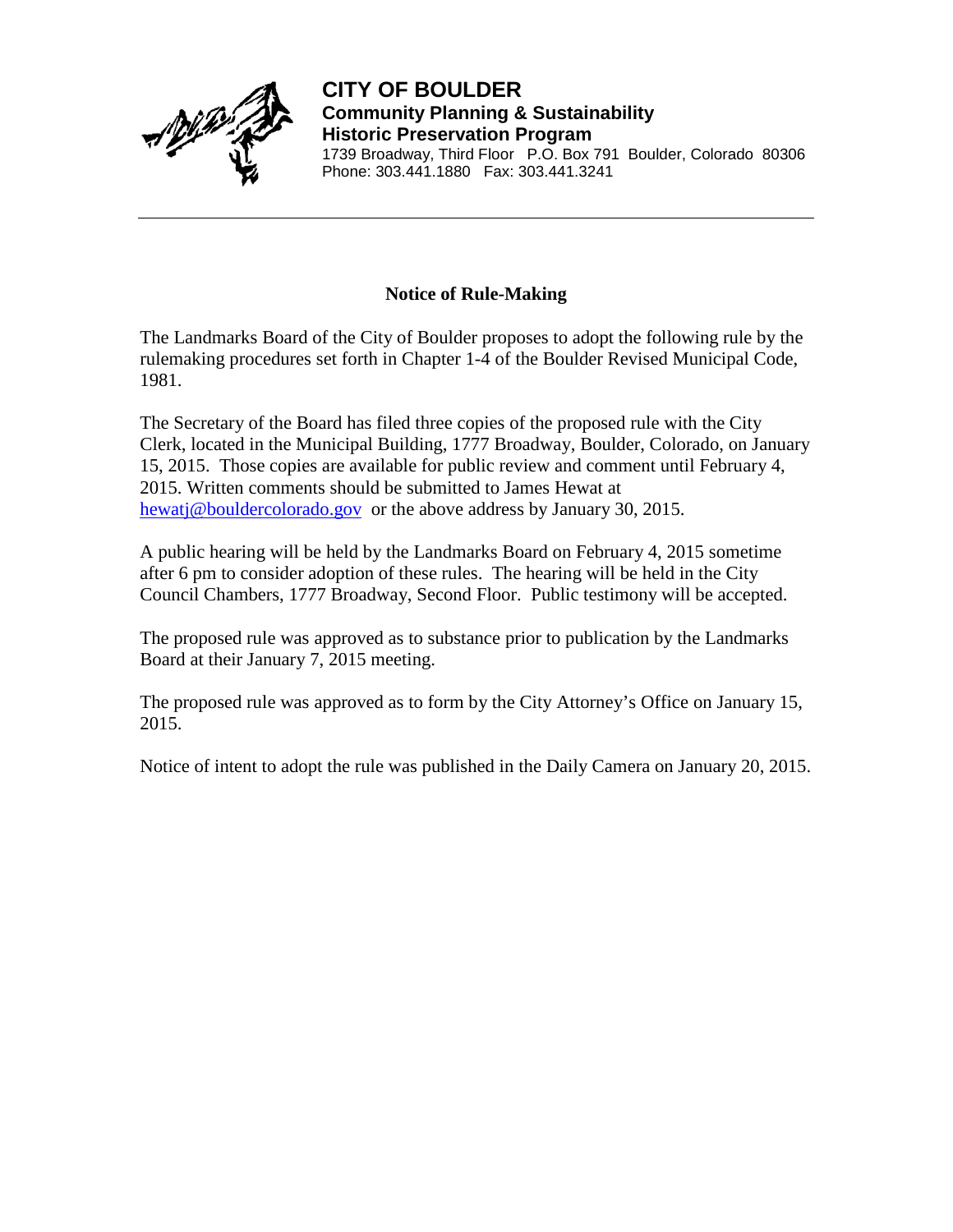**CITY OF BOULDER**
**Community Planning & Sustainability**
**Historic Preservation Program**
1739 Broadway, Third Floor P.O. Box 791 Boulder, Colorado 80306
Phone: 303.441.1880 Fax: 303.441.3241

---

## Notice of Rule-Making

The Landmarks Board of the City of Boulder proposes to adopt the following rule by the rulemaking procedures set forth in Chapter 1-4 of the Boulder Revised Municipal Code, 1981.

The Secretary of the Board has filed three copies of the proposed rule with the City Clerk, located in the Municipal Building, 1777 Broadway, Boulder, Colorado, on January 15, 2015. Those copies are available for public review and comment until February 4, 2015. Written comments should be submitted to James Hewat at hewatj@bouldercolorado.gov or the above address by January 30, 2015.

A public hearing will be held by the Landmarks Board on February 4, 2015 sometime after 6 pm to consider adoption of these rules. The hearing will be held in the City Council Chambers, 1777 Broadway, Second Floor. Public testimony will be accepted.

The proposed rule was approved as to substance prior to publication by the Landmarks Board at their January 7, 2015 meeting.

The proposed rule was approved as to form by the City Attorney's Office on January 15, 2015.

Notice of intent to adopt the rule was published in the Daily Camera on January 20, 2015.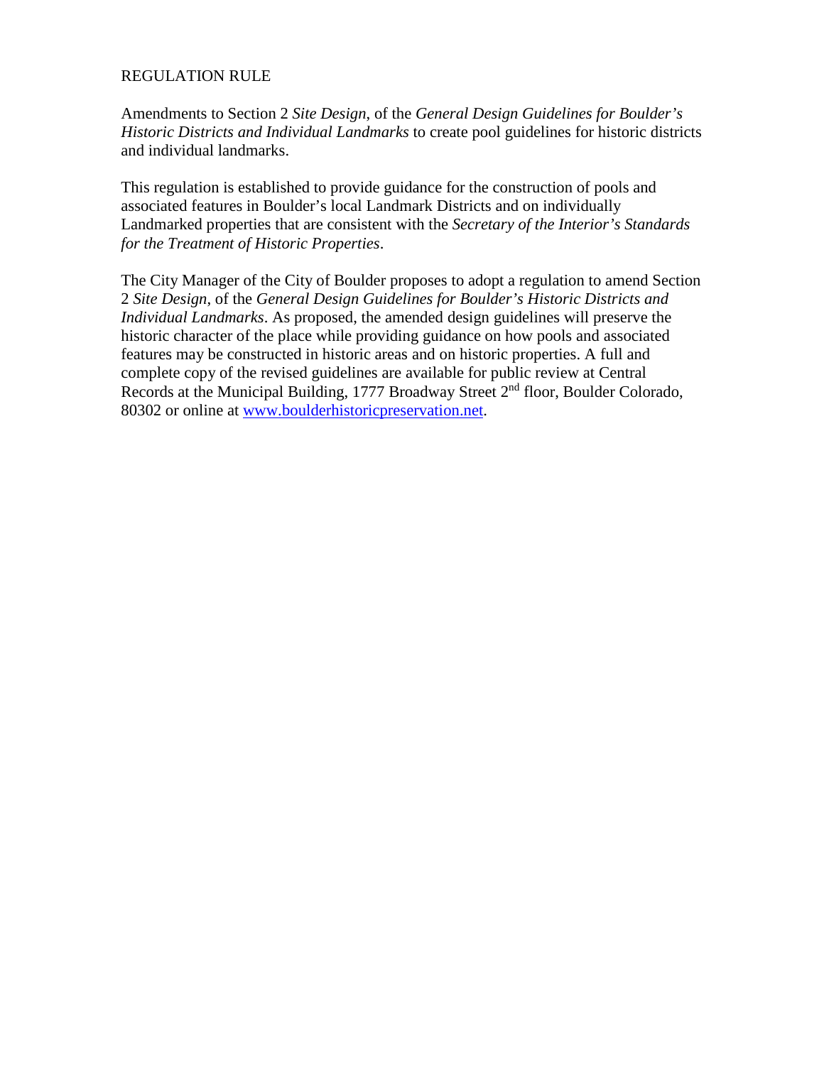REGULATION RULE

Amendments to Section 2 *Site Design*, of the *General Design Guidelines for Boulder's Historic Districts and Individual Landmarks* to create pool guidelines for historic districts and individual landmarks.

This regulation is established to provide guidance for the construction of pools and associated features in Boulder's local Landmark Districts and on individually Landmarked properties that are consistent with the *Secretary of the Interior's Standards for the Treatment of Historic Properties*.

The City Manager of the City of Boulder proposes to adopt a regulation to amend Section 2 *Site Design*, of the *General Design Guidelines for Boulder's Historic Districts and Individual Landmarks*. As proposed, the amended design guidelines will preserve the historic character of the place while providing guidance on how pools and associated features may be constructed in historic areas and on historic properties. A full and complete copy of the revised guidelines are available for public review at Central Records at the Municipal Building, 1777 Broadway Street 2nd floor, Boulder Colorado, 80302 or online at [www.boulderhistoricpreservation.net](www.boulderhistoricpreservation.net).